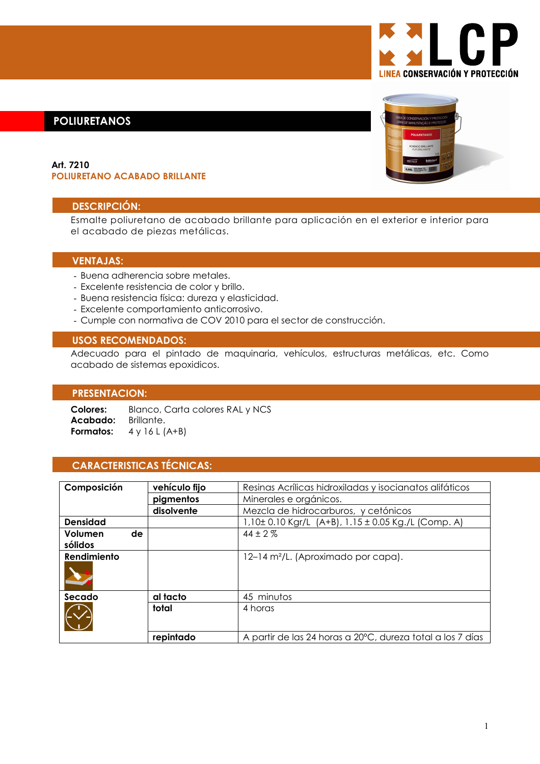LCP
LINEA CONSERVACIÓN Y PROTECCIÓN

# POLIURETANOS

**Art. 7210**
**POLIURETANO ACABADO BRILLANTE**

## DESCRIPCIÓN:

Esmalte poliuretano de acabado brillante para aplicación en el exterior e interior para el acabado de piezas metálicas.

## VENTAJAS:

- Buena adherencia sobre metales.
- Excelente resistencia de color y brillo.
- Buena resistencia física: dureza y elasticidad.
- Excelente comportamiento anticorrosivo.
- Cumple con normativa de COV 2010 para el sector de construcción.

## USOS RECOMENDADOS:

Adecuado para el pintado de maquinaria, vehículos, estructuras metálicas, etc. Como acabado de sistemas epoxidicos.

## PRESENTACION:

**Colores:** Blanco, Carta colores RAL y NCS
**Acabado:** Brillante.
**Formatos:** 4 y 16 L (A+B)

## CARACTERISTICAS TÉCNICAS:

| | | |
|---|---|---|
| **Composición** | **vehículo fijo** | Resinas Acrílicas hidroxiladas y isocianatos alifáticos |
| | **pigmentos** | Minerales e orgánicos. |
| | **disolvente** | Mezcla de hidrocarburos, y cetónicos |
| **Densidad** | | 1,10± 0.10 Kgr/L (A+B), 1.15 ± 0.05 Kg./L (Comp. A) |
| **Volumen de sólidos** | | 44 ± 2 % |
| **Rendimiento** | | 12–14 m²/L. (Aproximado por capa). |
| **Secado** | **al tacto** | 45 minutos |
| | **total** | 4 horas |
| | **repintado** | A partir de las 24 horas a 20ºC, dureza total a los 7 días |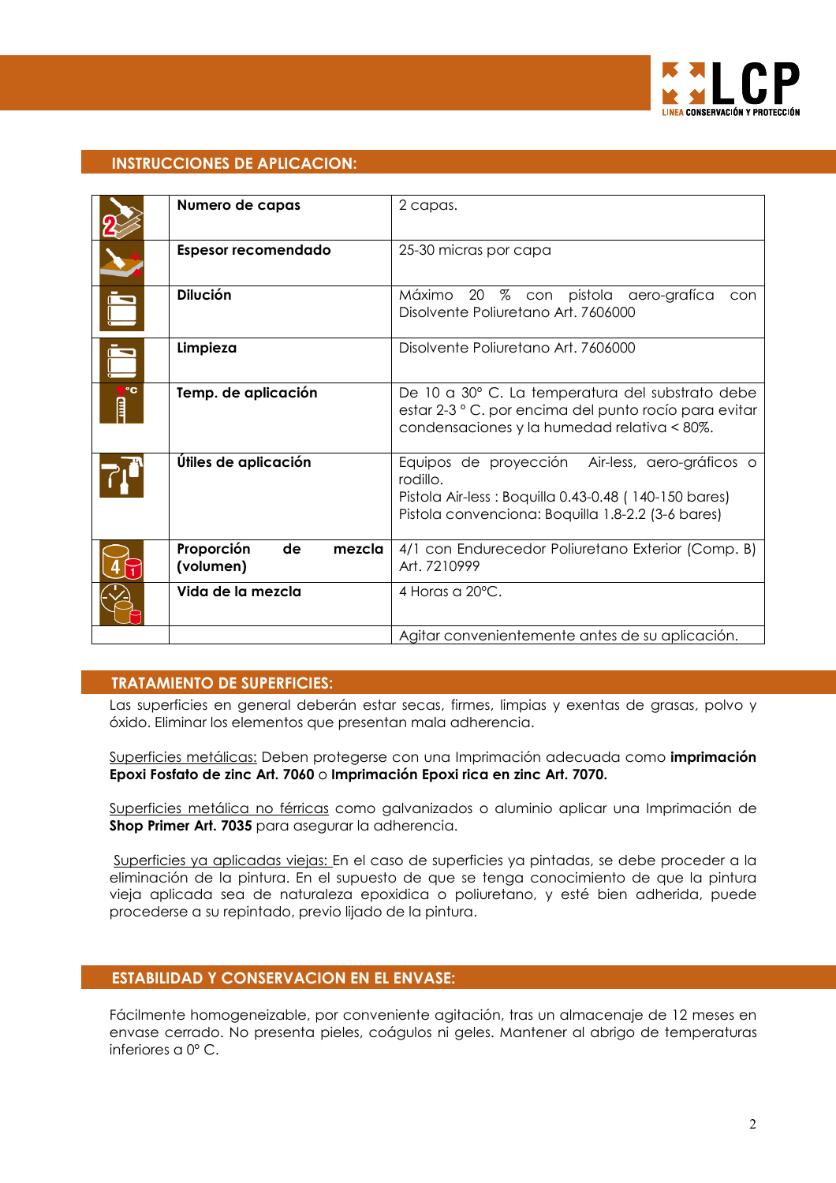## INSTRUCCIONES DE APLICACION:

| | | |
|---|---|---|
| | **Numero de capas** | 2 capas. |
| | **Espesor recomendado** | 25-30 micras por capa |
| | **Dilución** | Máximo 20 % con pistola aero-grafíca con Disolvente Poliuretano Art. 7606000 |
| | **Limpieza** | Disolvente Poliuretano Art. 7606000 |
| | **Temp. de aplicación** | De 10 a 30° C. La temperatura del substrato debe estar 2-3 ° C. por encima del punto rocío para evitar condensaciones y la humedad relativa < 80%. |
| | **Útiles de aplicación** | Equipos de proyección Air-less, aero-gráficos o rodillo.<br>Pistola Air-less : Boquilla 0.43-0.48 ( 140-150 bares)<br>Pistola convenciona: Boquilla 1.8-2.2 (3-6 bares) |
| | **Proporción de mezcla (volumen)** | 4/1 con Endurecedor Poliuretano Exterior (Comp. B) Art. 7210999 |
| | **Vida de la mezcla** | 4 Horas a 20°C. |
| | | Agitar convenientemente antes de su aplicación. |

## TRATAMIENTO DE SUPERFICIES:

Las superficies en general deberán estar secas, firmes, limpias y exentas de grasas, polvo y óxido. Eliminar los elementos que presentan mala adherencia.

Superficies metálicas: Deben protegerse con una Imprimación adecuada como **imprimación Epoxi Fosfato de zinc Art. 7060** o **Imprimación Epoxi rica en zinc Art. 7070.**

Superficies metálica no férricas como galvanizados o aluminio aplicar una Imprimación de **Shop Primer Art. 7035** para asegurar la adherencia.

Superficies ya aplicadas viejas: En el caso de superficies ya pintadas, se debe proceder a la eliminación de la pintura. En el supuesto de que se tenga conocimiento de que la pintura vieja aplicada sea de naturaleza epoxidica o poliuretano, y esté bien adherida, puede procederse a su repintado, previo lijado de la pintura.

## ESTABILIDAD Y CONSERVACION EN EL ENVASE:

Fácilmente homogeneizable, por conveniente agitación, tras un almacenaje de 12 meses en envase cerrado. No presenta pieles, coágulos ni geles. Mantener al abrigo de temperaturas inferiores a 0° C.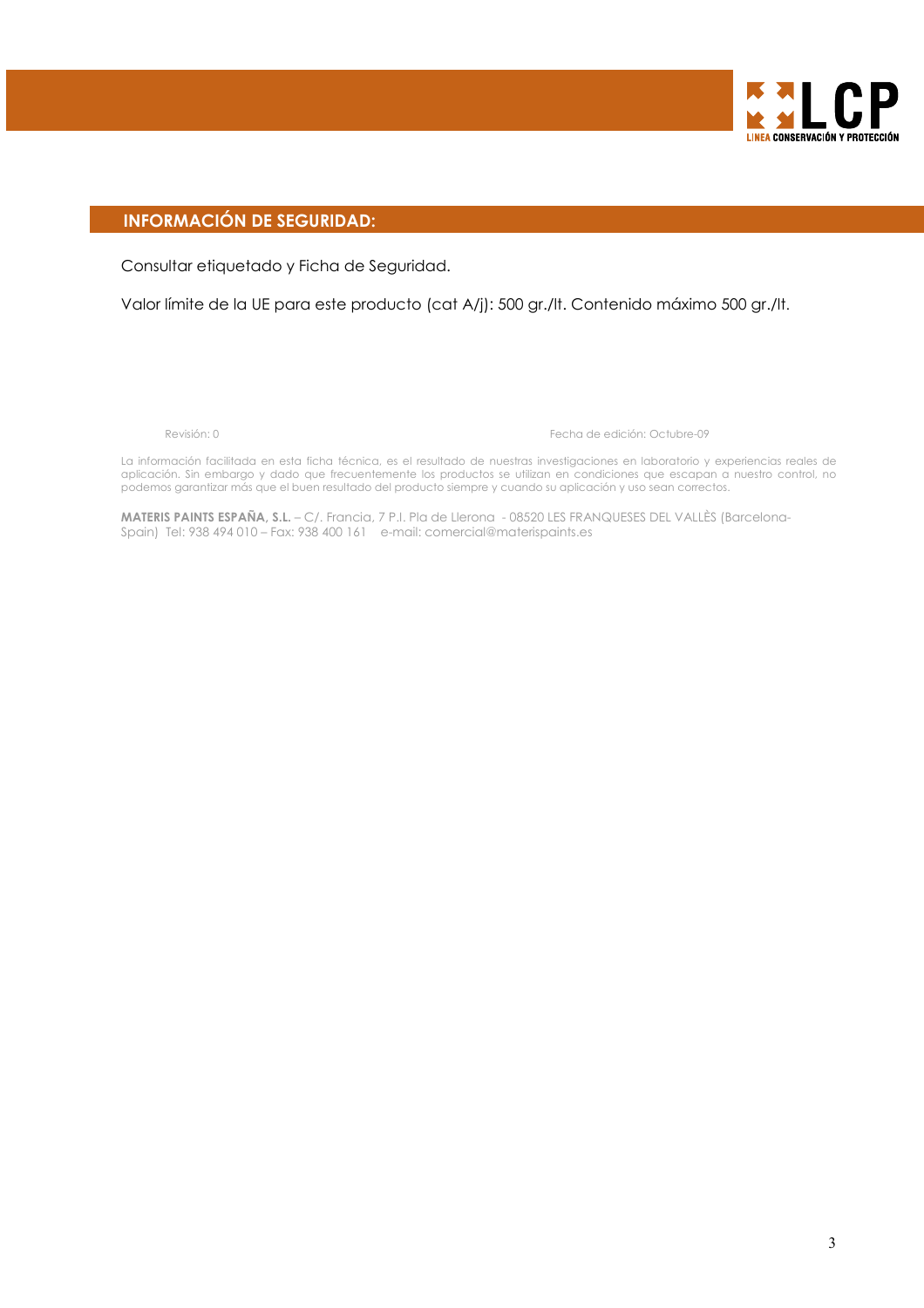## INFORMACIÓN DE SEGURIDAD:

Consultar etiquetado y Ficha de Seguridad.

Valor límite de la UE para este producto (cat A/j): 500 gr./lt. Contenido máximo 500 gr./lt.

Revisión: 0 Fecha de edición: Octubre-09

La información facilitada en esta ficha técnica, es el resultado de nuestras investigaciones en laboratorio y experiencias reales de aplicación. Sin embargo y dado que frecuentemente los productos se utilizan en condiciones que escapan a nuestro control, no podemos garantizar más que el buen resultado del producto siempre y cuando su aplicación y uso sean correctos.

**MATERIS PAINTS ESPAÑA, S.L.** – C/. Francia, 7 P.I. Pla de Llerona - 08520 LES FRANQUESES DEL VALLÈS (Barcelona-Spain) Tel: 938 494 010 – Fax: 938 400 161 e-mail: comercial@materispaints.es